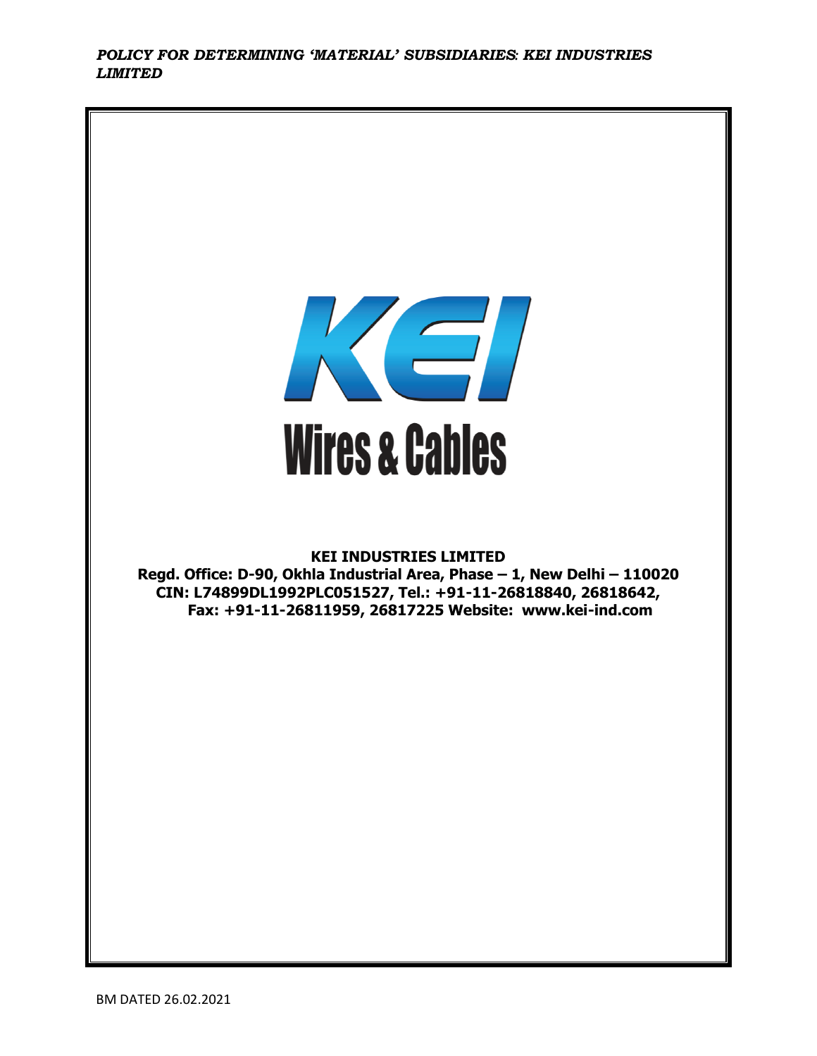***POLICY FOR DETERMINING 'MATERIAL' SUBSIDIARIES: KEI INDUSTRIES LIMITED***

**KEI**

**Wires & Cables**

**KEI INDUSTRIES LIMITED**
**Regd. Office: D-90, Okhla Industrial Area, Phase – 1, New Delhi – 110020**
**CIN: L74899DL1992PLC051527, Tel.: +91-11-26818840, 26818642,**
**Fax: +91-11-26811959, 26817225 Website: www.kei-ind.com**

BM DATED 26.02.2021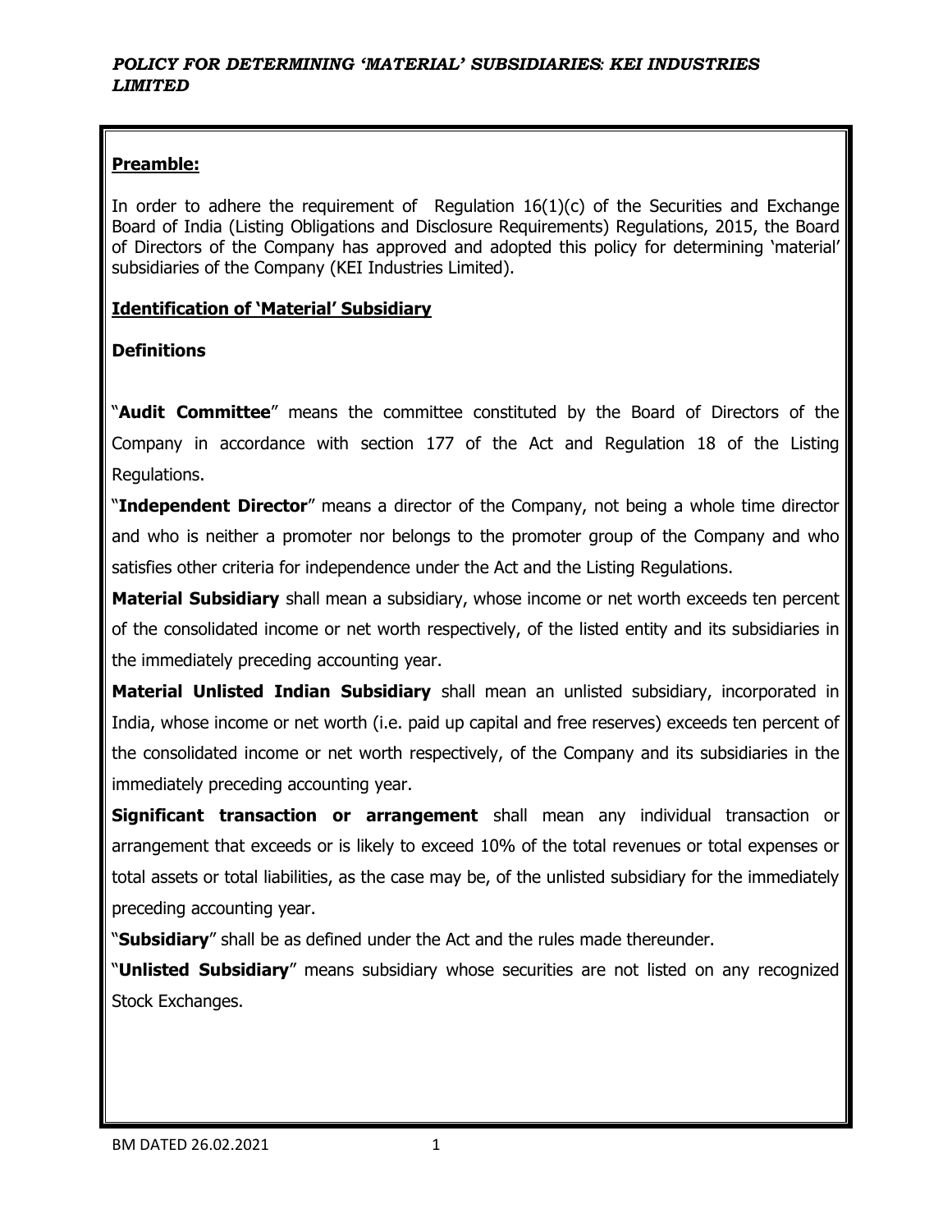# *POLICY FOR DETERMINING 'MATERIAL' SUBSIDIARIES: KEI INDUSTRIES LIMITED*

## **Preamble:**

In order to adhere the requirement of Regulation 16(1)(c) of the Securities and Exchange Board of India (Listing Obligations and Disclosure Requirements) Regulations, 2015, the Board of Directors of the Company has approved and adopted this policy for determining 'material' subsidiaries of the Company (KEI Industries Limited).

## **Identification of 'Material' Subsidiary**

### **Definitions**

"**Audit Committee**" means the committee constituted by the Board of Directors of the Company in accordance with section 177 of the Act and Regulation 18 of the Listing Regulations.

"**Independent Director**" means a director of the Company, not being a whole time director and who is neither a promoter nor belongs to the promoter group of the Company and who satisfies other criteria for independence under the Act and the Listing Regulations.

**Material Subsidiary** shall mean a subsidiary, whose income or net worth exceeds ten percent of the consolidated income or net worth respectively, of the listed entity and its subsidiaries in the immediately preceding accounting year.

**Material Unlisted Indian Subsidiary** shall mean an unlisted subsidiary, incorporated in India, whose income or net worth (i.e. paid up capital and free reserves) exceeds ten percent of the consolidated income or net worth respectively, of the Company and its subsidiaries in the immediately preceding accounting year.

**Significant transaction or arrangement** shall mean any individual transaction or arrangement that exceeds or is likely to exceed 10% of the total revenues or total expenses or total assets or total liabilities, as the case may be, of the unlisted subsidiary for the immediately preceding accounting year.

"**Subsidiary**" shall be as defined under the Act and the rules made thereunder.

"**Unlisted Subsidiary**" means subsidiary whose securities are not listed on any recognized Stock Exchanges.

BM DATED 26.02.2021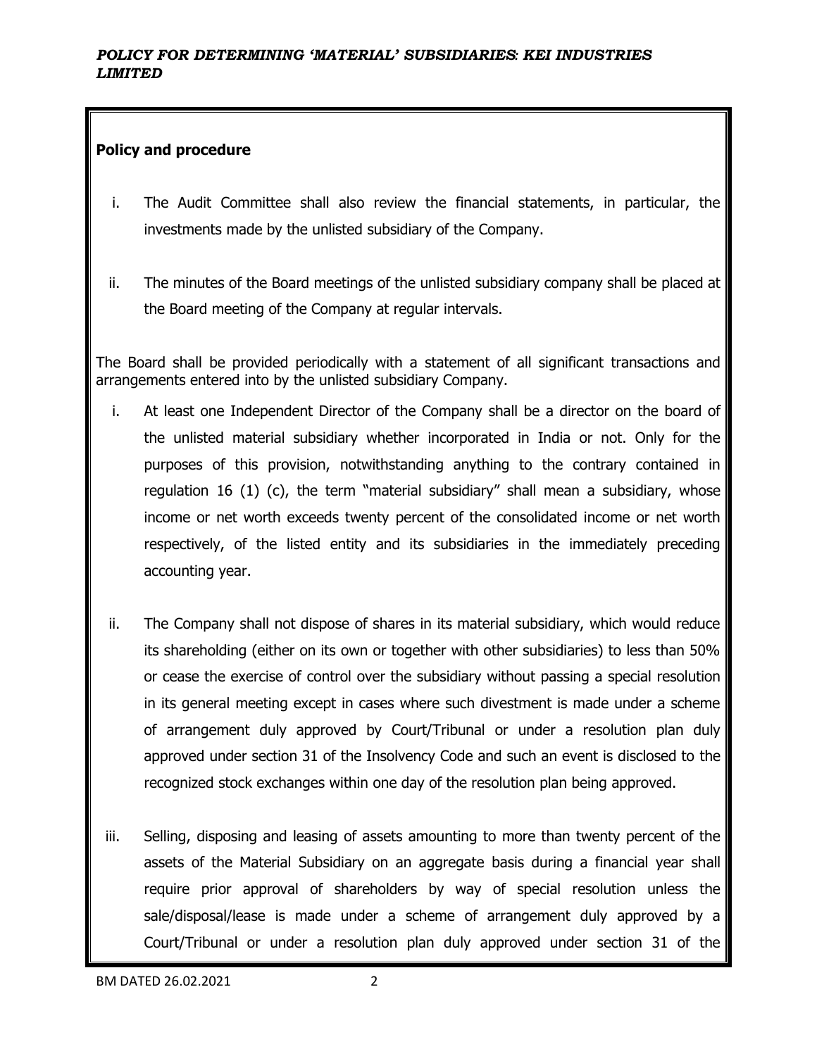## Policy and procedure

i. The Audit Committee shall also review the financial statements, in particular, the investments made by the unlisted subsidiary of the Company.

ii. The minutes of the Board meetings of the unlisted subsidiary company shall be placed at the Board meeting of the Company at regular intervals.

The Board shall be provided periodically with a statement of all significant transactions and arrangements entered into by the unlisted subsidiary Company.

i. At least one Independent Director of the Company shall be a director on the board of the unlisted material subsidiary whether incorporated in India or not. Only for the purposes of this provision, notwithstanding anything to the contrary contained in regulation 16 (1) (c), the term "material subsidiary" shall mean a subsidiary, whose income or net worth exceeds twenty percent of the consolidated income or net worth respectively, of the listed entity and its subsidiaries in the immediately preceding accounting year.

ii. The Company shall not dispose of shares in its material subsidiary, which would reduce its shareholding (either on its own or together with other subsidiaries) to less than 50% or cease the exercise of control over the subsidiary without passing a special resolution in its general meeting except in cases where such divestment is made under a scheme of arrangement duly approved by Court/Tribunal or under a resolution plan duly approved under section 31 of the Insolvency Code and such an event is disclosed to the recognized stock exchanges within one day of the resolution plan being approved.

iii. Selling, disposing and leasing of assets amounting to more than twenty percent of the assets of the Material Subsidiary on an aggregate basis during a financial year shall require prior approval of shareholders by way of special resolution unless the sale/disposal/lease is made under a scheme of arrangement duly approved by a Court/Tribunal or under a resolution plan duly approved under section 31 of the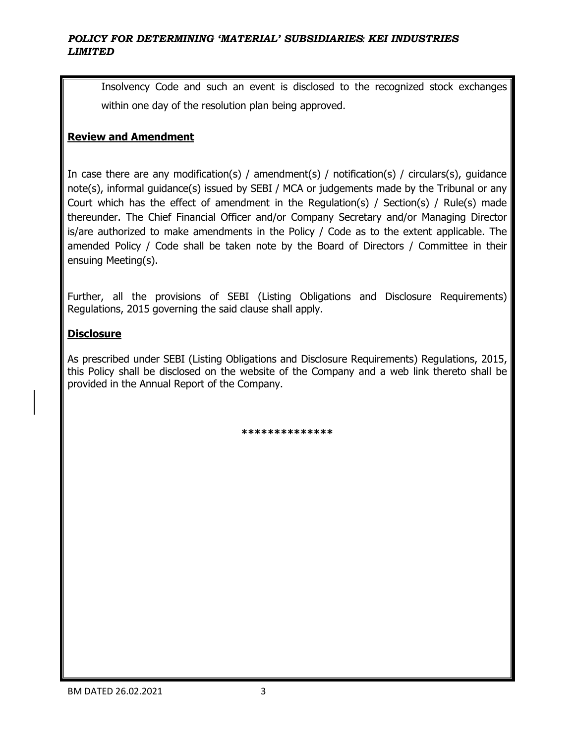Insolvency Code and such an event is disclosed to the recognized stock exchanges within one day of the resolution plan being approved.

**Review and Amendment**

In case there are any modification(s) / amendment(s) / notification(s) / circulars(s), guidance note(s), informal guidance(s) issued by SEBI / MCA or judgements made by the Tribunal or any Court which has the effect of amendment in the Regulation(s) / Section(s) / Rule(s) made thereunder. The Chief Financial Officer and/or Company Secretary and/or Managing Director is/are authorized to make amendments in the Policy / Code as to the extent applicable. The amended Policy / Code shall be taken note by the Board of Directors / Committee in their ensuing Meeting(s).

Further, all the provisions of SEBI (Listing Obligations and Disclosure Requirements) Regulations, 2015 governing the said clause shall apply.

**Disclosure**

As prescribed under SEBI (Listing Obligations and Disclosure Requirements) Regulations, 2015, this Policy shall be disclosed on the website of the Company and a web link thereto shall be provided in the Annual Report of the Company.

**************